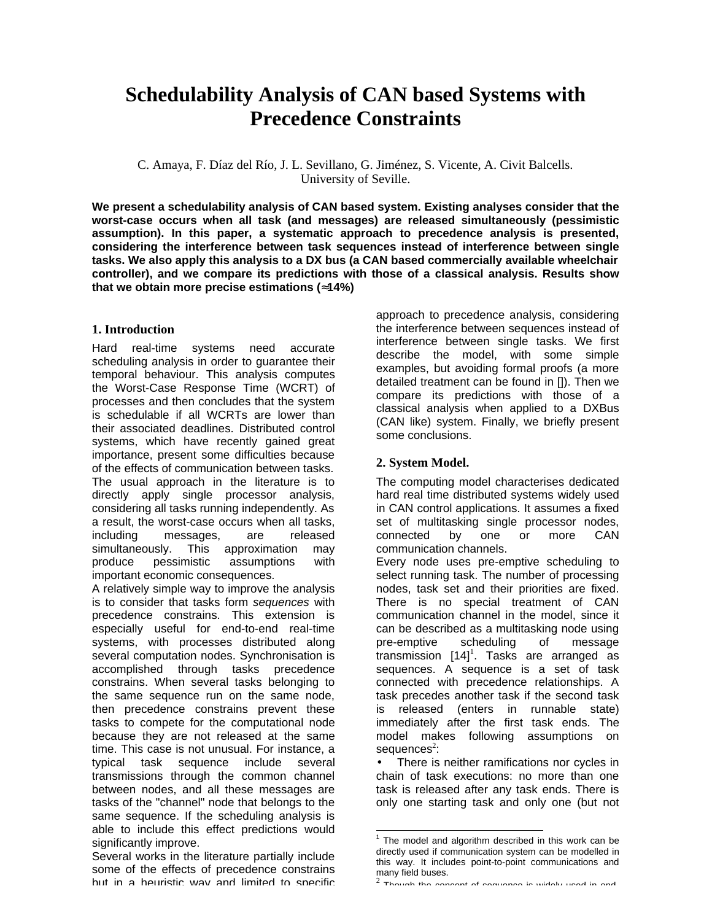# Schedulability Analysis of CAN based Systems with Precedence Constraints

C. Amaya, F. Díaz del Río, J. L. Sevillano, G. Jiménez, S. Vicente, A. Civit Balcells.
University of Seville.

**We present a schedulability analysis of CAN based system. Existing analyses consider that the worst-case occurs when all task (and messages) are released simultaneously (pessimistic assumption). In this paper, a systematic approach to precedence analysis is presented, considering the interference between task sequences instead of interference between single tasks. We also apply this analysis to a DX bus (a CAN based commercially available wheelchair controller), and we compare its predictions with those of a classical analysis. Results show that we obtain more precise estimations (≈14%)**

## 1. Introduction

Hard real-time systems need accurate scheduling analysis in order to guarantee their temporal behaviour. This analysis computes the Worst-Case Response Time (WCRT) of processes and then concludes that the system is schedulable if all WCRTs are lower than their associated deadlines. Distributed control systems, which have recently gained great importance, present some difficulties because of the effects of communication between tasks. The usual approach in the literature is to directly apply single processor analysis, considering all tasks running independently. As a result, the worst-case occurs when all tasks, including messages, are released simultaneously. This approximation may produce pessimistic assumptions with important economic consequences.

A relatively simple way to improve the analysis is to consider that tasks form *sequences* with precedence constrains. This extension is especially useful for end-to-end real-time systems, with processes distributed along several computation nodes. Synchronisation is accomplished through tasks precedence constrains. When several tasks belonging to the same sequence run on the same node, then precedence constrains prevent these tasks to compete for the computational node because they are not released at the same time. This case is not unusual. For instance, a typical task sequence include several transmissions through the common channel between nodes, and all these messages are tasks of the "channel" node that belongs to the same sequence. If the scheduling analysis is able to include this effect predictions would significantly improve.

Several works in the literature partially include some of the effects of precedence constrains but in a heuristic way and limited to specific approach to precedence analysis, considering the interference between sequences instead of interference between single tasks. We first describe the model, with some simple examples, but avoiding formal proofs (a more detailed treatment can be found in []). Then we compare its predictions with those of a classical analysis when applied to a DXBus (CAN like) system. Finally, we briefly present some conclusions.

## 2. System Model.

The computing model characterises dedicated hard real time distributed systems widely used in CAN control applications. It assumes a fixed set of multitasking single processor nodes, connected by one or more CAN communication channels.

Every node uses pre-emptive scheduling to select running task. The number of processing nodes, task set and their priorities are fixed. There is no special treatment of CAN communication channel in the model, since it can be described as a multitasking node using pre-emptive scheduling of message transmission [14][1]. Tasks are arranged as sequences. A sequence is a set of task connected with precedence relationships. A task precedes another task if the second task is released (enters in runnable state) immediately after the first task ends. The model makes following assumptions on sequences[2]:

- There is neither ramifications nor cycles in chain of task executions: no more than one task is released after any task ends. There is only one starting task and only one (but not

[1] The model and algorithm described in this work can be directly used if communication system can be modelled in this way. It includes point-to-point communications and many field buses.

[2] Though the concept of sequence is widely used in end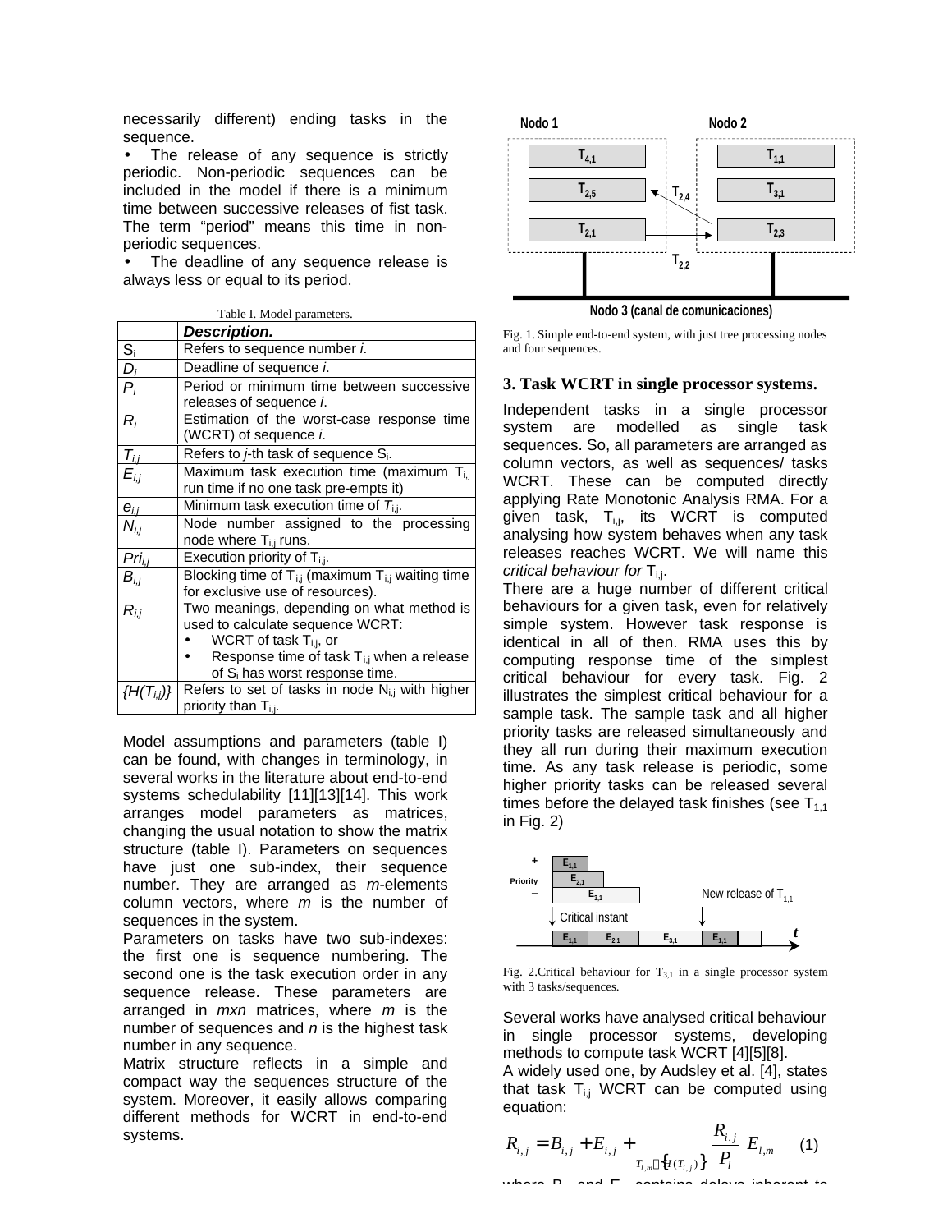necessarily different) ending tasks in the sequence.

- The release of any sequence is strictly periodic. Non-periodic sequences can be included in the model if there is a minimum time between successive releases of fist task. The term "period" means this time in non-periodic sequences.
- The deadline of any sequence release is always less or equal to its period.

Table I. Model parameters.

| | *Description.* |
|---|---|
| $S_i$ | Refers to sequence number *i*. |
| $D_i$ | Deadline of sequence *i*. |
| $P_i$ | Period or minimum time between successive releases of sequence *i*. |
| $R_i$ | Estimation of the worst-case response time (WCRT) of sequence *i*. |
| $T_{i,j}$ | Refers to *j*-th task of sequence $S_i$. |
| $E_{i,j}$ | Maximum task execution time (maximum $T_{i,j}$ run time if no one task pre-empts it) |
| $e_{i,j}$ | Minimum task execution time of $T_{i,j}$. |
| $N_{i,j}$ | Node number assigned to the processing node where $T_{i,j}$ runs. |
| $Pri_{i,j}$ | Execution priority of $T_{i,j}$. |
| $B_{i,j}$ | Blocking time of $T_{i,j}$ (maximum $T_{i,j}$ waiting time for exclusive use of resources). |
| $R_{i,j}$ | Two meanings, depending on what method is used to calculate sequence WCRT: • WCRT of task $T_{i,j}$, or • Response time of task $T_{i,j}$ when a release of $S_i$ has worst response time. |
| $\{H(T_{i,j})\}$ | Refers to set of tasks in node $N_{i,j}$ with higher priority than $T_{i,j}$. |

Model assumptions and parameters (table I) can be found, with changes in terminology, in several works in the literature about end-to-end systems schedulability [11][13][14]. This work arranges model parameters as matrices, changing the usual notation to show the matrix structure (table I). Parameters on sequences have just one sub-index, their sequence number. They are arranged as *m*-elements column vectors, where *m* is the number of sequences in the system.

Parameters on tasks have two sub-indexes: the first one is sequence numbering. The second one is the task execution order in any sequence release. These parameters are arranged in *mxn* matrices, where *m* is the number of sequences and *n* is the highest task number in any sequence.

Matrix structure reflects in a simple and compact way the sequences structure of the system. Moreover, it easily allows comparing different methods for WCRT in end-to-end systems.

Fig. 1. Simple end-to-end system, with just tree processing nodes and four sequences.

## 3. Task WCRT in single processor systems.

Independent tasks in a single processor system are modelled as single task sequences. So, all parameters are arranged as column vectors, as well as sequences/ tasks WCRT. These can be computed directly applying Rate Monotonic Analysis RMA. For a given task, $T_{i,j}$, its WCRT is computed analysing how system behaves when any task releases reaches WCRT. We will name this *critical behaviour for* $T_{i,j}$.

There are a huge number of different critical behaviours for a given task, even for relatively simple system. However task response is identical in all of then. RMA uses this by computing response time of the simplest critical behaviour for every task. Fig. 2 illustrates the simplest critical behaviour for a sample task. The sample task and all higher priority tasks are released simultaneously and they all run during their maximum execution time. As any task release is periodic, some higher priority tasks can be released several times before the delayed task finishes (see $T_{1,1}$ in Fig. 2)

Fig. 2.Critical behaviour for $T_{3,1}$ in a single processor system with 3 tasks/sequences.

Several works have analysed critical behaviour in single processor systems, developing methods to compute task WCRT [4][5][8].

A widely used one, by Audsley et al. [4], states that task $T_{i,j}$ WCRT can be computed using equation:

$$R_{i,j} = B_{i,j} + E_{i,j} + \sum_{T_{l,m} \in \{H(T_{i,j})\}} \left\lceil \frac{R_{i,j}}{P_l} \right\rceil E_{l,m} \qquad (1)$$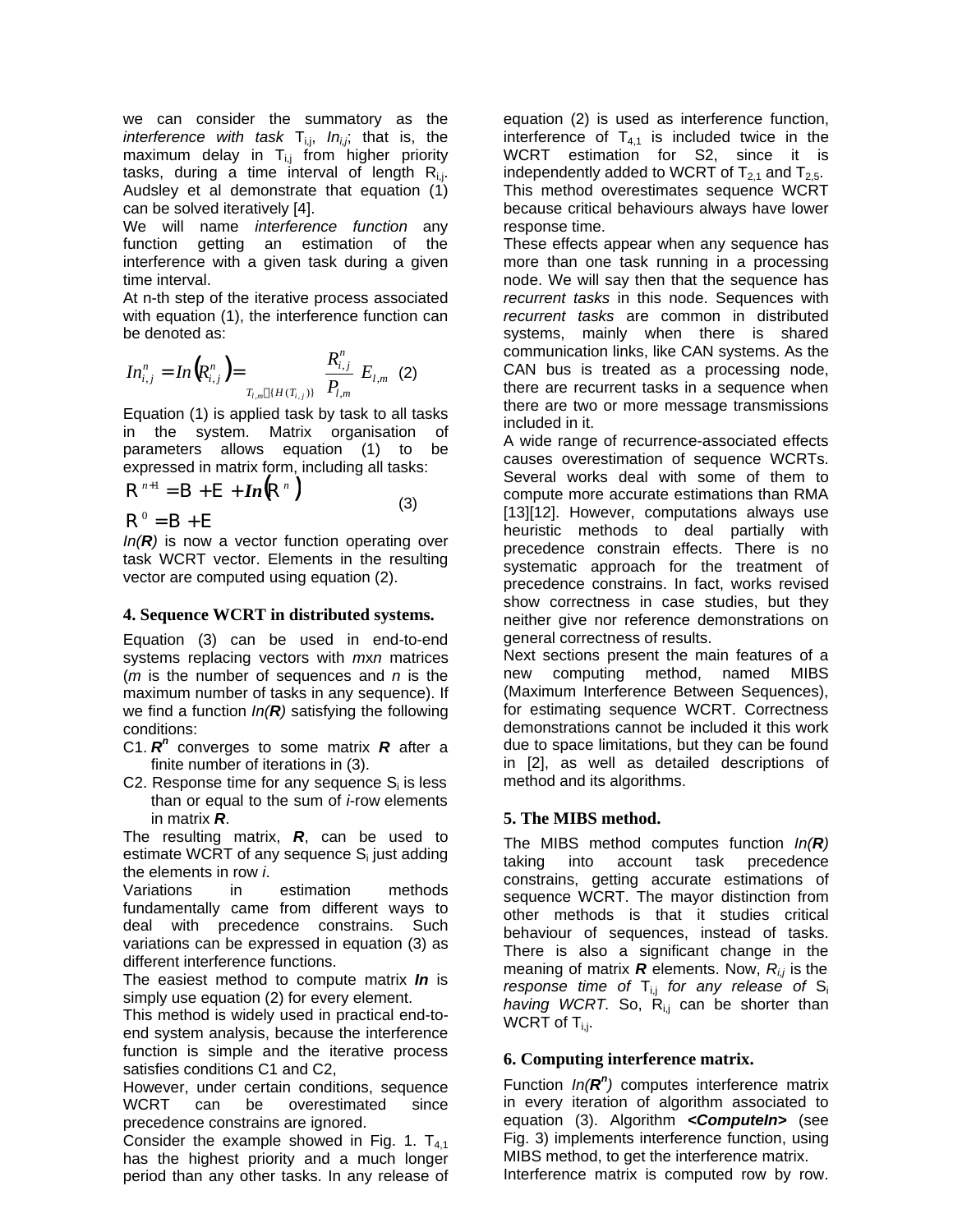we can consider the summatory as the *interference with task* $T_{i,j}$, $In_{i,j}$; that is, the maximum delay in $T_{i,j}$ from higher priority tasks, during a time interval of length $R_{i,j}$. Audsley et al demonstrate that equation (1) can be solved iteratively [4].

We will name *interference function* any function getting an estimation of the interference with a given task during a given time interval.

At n-th step of the iterative process associated with equation (1), the interference function can be denoted as:

$$In_{i,j}^{n} = In\left(R_{i,j}^{n}\right) = \sum_{T_{l,m} \in \{H(T_{i,j})\}} \left\lceil \frac{R_{i,j}^{n}}{P_{l,m}} \right\rceil E_{l,m} \quad (2)$$

Equation (1) is applied task by task to all tasks in the system. Matrix organisation of parameters allows equation (1) to be expressed in matrix form, including all tasks:

$$\begin{aligned} \mathbf{R}^{n+1} &= \mathbf{B} + \mathbf{E} + \boldsymbol{In}\left(\mathbf{R}^{n}\right) \\ \mathbf{R}^{0} &= \mathbf{B} + \mathbf{E} \end{aligned} \quad (3)$$

*In(**R**)* is now a vector function operating over task WCRT vector. Elements in the resulting vector are computed using equation (2).

## 4. Sequence WCRT in distributed systems.

Equation (3) can be used in end-to-end systems replacing vectors with *mxn* matrices (*m* is the number of sequences and *n* is the maximum number of tasks in any sequence). If we find a function *In(**R**)* satisfying the following conditions:

- C1. $\boldsymbol{R}^n$ converges to some matrix ***R*** after a finite number of iterations in (3).
- C2. Response time for any sequence $S_i$ is less than or equal to the sum of *i*-row elements in matrix ***R***.

The resulting matrix, ***R***, can be used to estimate WCRT of any sequence $S_i$ just adding the elements in row *i*.

Variations in estimation methods fundamentally came from different ways to deal with precedence constrains. Such variations can be expressed in equation (3) as different interference functions.

The easiest method to compute matrix ***In*** is simply use equation (2) for every element.

This method is widely used in practical end-to-end system analysis, because the interference function is simple and the iterative process satisfies conditions C1 and C2,

However, under certain conditions, sequence WCRT can be overestimated since precedence constrains are ignored.

Consider the example showed in Fig. 1. $T_{4,1}$ has the highest priority and a much longer period than any other tasks. In any release of equation (2) is used as interference function, interference of $T_{4,1}$ is included twice in the WCRT estimation for S2, since it is independently added to WCRT of $T_{2,1}$ and $T_{2,5}$. This method overestimates sequence WCRT because critical behaviours always have lower response time.

These effects appear when any sequence has more than one task running in a processing node. We will say then that the sequence has *recurrent tasks* in this node. Sequences with *recurrent tasks* are common in distributed systems, mainly when there is shared communication links, like CAN systems. As the CAN bus is treated as a processing node, there are recurrent tasks in a sequence when there are two or more message transmissions included in it.

A wide range of recurrence-associated effects causes overestimation of sequence WCRTs. Several works deal with some of them to compute more accurate estimations than RMA [13][12]. However, computations always use heuristic methods to deal partially with precedence constrain effects. There is no systematic approach for the treatment of precedence constrains. In fact, works revised show correctness in case studies, but they neither give nor reference demonstrations on general correctness of results.

Next sections present the main features of a new computing method, named MIBS (Maximum Interference Between Sequences), for estimating sequence WCRT. Correctness demonstrations cannot be included it this work due to space limitations, but they can be found in [2], as well as detailed descriptions of method and its algorithms.

## 5. The MIBS method.

The MIBS method computes function *In(**R**)* taking into account task precedence constraints, getting accurate estimations of sequence WCRT. The mayor distinction from other methods is that it studies critical behaviour of sequences, instead of tasks. There is also a significant change in the meaning of matrix ***R*** elements. Now, $R_{i,j}$ is the *response time of* $T_{i,j}$ *for any release of* $S_i$ *having WCRT.* So, $R_{i,j}$ can be shorter than WCRT of $T_{i,j}$.

## 6. Computing interference matrix.

Function *In(**R**$^n$)* computes interference matrix in every iteration of algorithm associated to equation (3). Algorithm ***<ComputeIn>*** (see Fig. 3) implements interference function, using MIBS method, to get the interference matrix.

Interference matrix is computed row by row.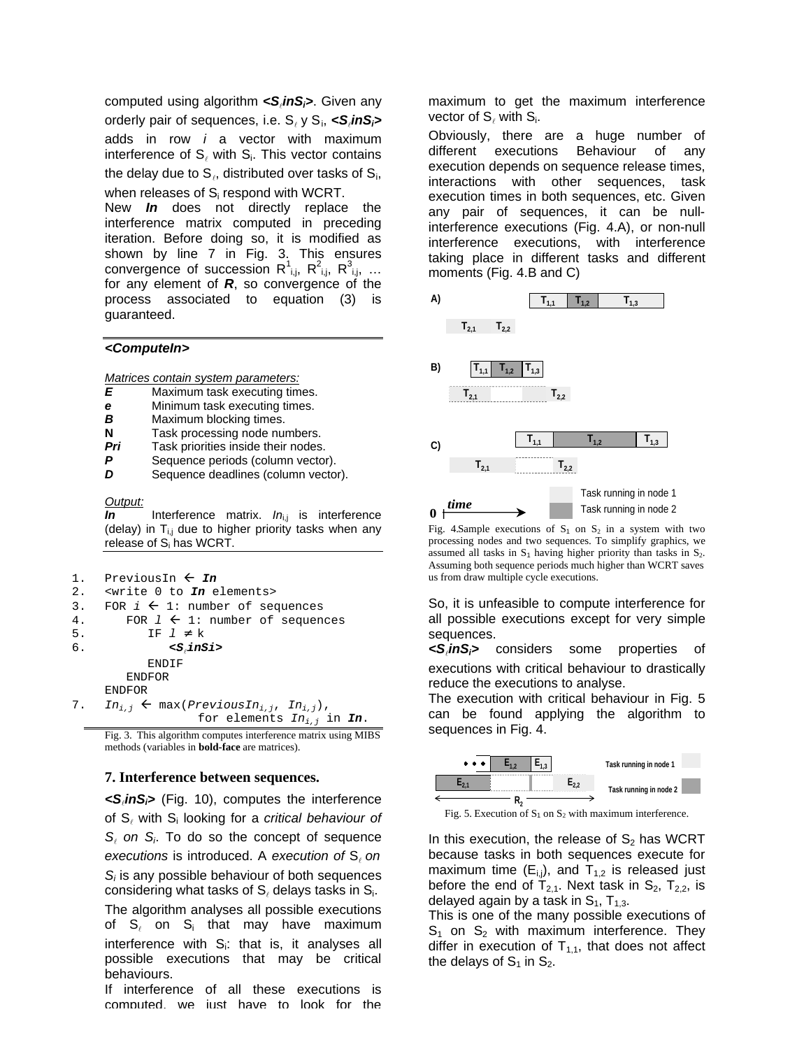computed using algorithm ***<S<sub>ℓ</sub>inS<sub>i</sub>>***. Given any orderly pair of sequences, i.e. $S_\ell$ y $S_i$, ***<SℓinSi>*** adds in row *i* a vector with maximum interference of $S_\ell$ with $S_i$. This vector contains the delay due to $S_\ell$, distributed over tasks of $S_i$, when releases of $S_i$ respond with WCRT.

New ***In*** does not directly replace the interference matrix computed in preceding iteration. Before doing so, it is modified as shown by line 7 in Fig. 3. This ensures convergence of succession $R^1_{i,j}$, $R^2_{i,j}$, $R^3_{i,j}$, … for any element of ***R***, so convergence of the process associated to equation (3) is guaranteed.

***<ComputeIn>***

*Matrices contain system parameters:*

| | |
|---|---|
| ***E*** | Maximum task executing times. |
| ***e*** | Minimum task executing times. |
| ***B*** | Maximum blocking times. |
| **N** | Task processing node numbers. |
| ***Pri*** | Task priorities inside their nodes. |
| ***P*** | Sequence periods (column vector). |
| ***D*** | Sequence deadlines (column vector). |

*Output:*

***In*** Interference matrix. $In_{i,j}$ is interference (delay) in $T_{i,j}$ due to higher priority tasks when any release of $S_i$ has WCRT.

```
1.  PreviousIn ← In
2.  <write 0 to In elements>
3.  FOR i ← 1: number of sequences
4.     FOR l ← 1: number of sequences
5.        IF l ≠ k
6.           <SℓinSi>
          ENDIF
       ENDFOR
    ENDFOR
7.  In_i,j ← max(PreviousIn_i,j, In_i,j),
                 for elements In_i,j in In.
```

Fig. 3. This algorithm computes interference matrix using MIBS methods (variables in **bold-face** are matrices).

### 7. Interference between sequences.

***<SℓinSi>*** (Fig. 10), computes the interference of $S_\ell$ with $S_i$ looking for a *critical behaviour of* $S_\ell$ *on* $S_i$. To do so the concept of sequence *executions* is introduced. A *execution of* $S_\ell$ *on* $S_i$ is any possible behaviour of both sequences considering what tasks of $S_\ell$ delays tasks in $S_i$.

The algorithm analyses all possible executions of $S_\ell$ on $S_i$ that may have maximum interference with $S_i$: that is, it analyses all possible executions that may be critical behaviours.

If interference of all these executions is computed, we just have to look for the maximum to get the maximum interference vector of $S_\ell$ with $S_i$.

Obviously, there are a huge number of different executions Behaviour of any execution depends on sequence release times, interactions with other sequences, task execution times in both sequences, etc. Given any pair of sequences, it can be null-interference executions (Fig. 4.A), or non-null interference executions, with interference taking place in different tasks and different moments (Fig. 4.B and C)

Fig. 4.Sample executions of $S_1$ on $S_2$ in a system with two processing nodes and two sequences. To simplify graphics, we assumed all tasks in $S_1$ having higher priority than tasks in $S_2$. Assuming both sequence periods much higher than WCRT saves us from draw multiple cycle executions.

So, it is unfeasible to compute interference for all possible executions except for very simple sequences.

***<SℓinSi>*** considers some properties of executions with critical behaviour to drastically reduce the executions to analyse.

The execution with critical behaviour in Fig. 5 can be found applying the algorithm to sequences in Fig. 4.

Fig. 5. Execution of $S_1$ on $S_2$ with maximum interference.

In this execution, the release of $S_2$ has WCRT because tasks in both sequences execute for maximum time ($E_{i,j}$), and $T_{1,2}$ is released just before the end of $T_{2,1}$. Next task in $S_2$, $T_{2,2}$, is delayed again by a task in $S_1$, $T_{1,3}$.

This is one of the many possible executions of $S_1$ on $S_2$ with maximum interference. They differ in execution of $T_{1,1}$, that does not affect the delays of $S_1$ in $S_2$.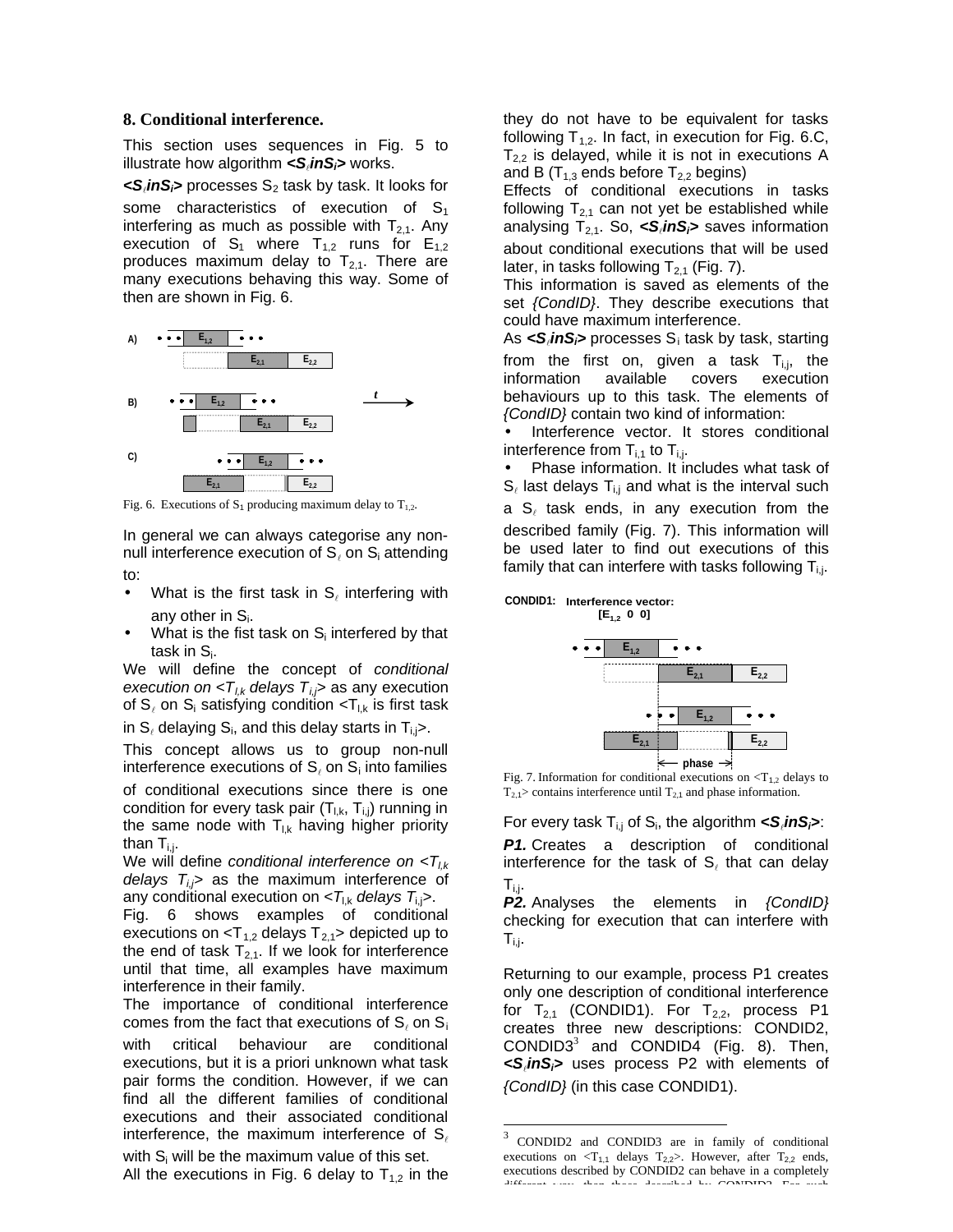## 8. Conditional interference.

This section uses sequences in Fig. 5 to illustrate how algorithm **$<S_\ell inS_i>$** works.

**$<S_\ell inS_i>$** processes $S_2$ task by task. It looks for some characteristics of execution of $S_1$ interfering as much as possible with $T_{2,1}$. Any execution of $S_1$ where $T_{1,2}$ runs for $E_{1,2}$ produces maximum delay to $T_{2,1}$. There are many executions behaving this way. Some of then are shown in Fig. 6.

Fig. 6. Executions of $S_1$ producing maximum delay to $T_{1,2}$.

In general we can always categorise any non-null interference execution of $S_\ell$ on $S_i$ attending to:

- What is the first task in $S_\ell$ interfering with any other in $S_i$.
- What is the fist task on $S_i$ interfered by that task in $S_i$.

We will define the concept of *conditional execution on $<T_{l,k}$ delays $T_{i,j}>$* as any execution of $S_\ell$ on $S_i$ satisfying condition $<T_{l,k}$ is first task in $S_\ell$ delaying $S_i$, and this delay starts in $T_{i,j}>$.

This concept allows us to group non-null interference executions of $S_\ell$ on $S_i$ into families of conditional executions since there is one condition for every task pair ($T_{l,k}$, $T_{i,j}$) running in the same node with $T_{l,k}$ having higher priority than $T_{i,j}$.

We will define *conditional interference on $<T_{l,k}$ delays $T_{i,j}>$* as the maximum interference of any conditional execution on $<T_{l,k}$ *delays* $T_{i,j}>$.

Fig. 6 shows examples of conditional executions on $<T_{1,2}$ delays $T_{2,1}>$ depicted up to the end of task $T_{2,1}$. If we look for interference until that time, all examples have maximum interference in their family.

The importance of conditional interference comes from the fact that executions of $S_\ell$ on $S_i$ with critical behaviour are conditional executions, but it is a priori unknown what task pair forms the condition. However, if we can find all the different families of conditional executions and their associated conditional interference, the maximum interference of $S_\ell$ with $S_i$ will be the maximum value of this set.

All the executions in Fig. 6 delay to $T_{1,2}$ in the same way, but they do not have to be equivalent for tasks following $T_{1,2}$. In fact, in execution for Fig. 6.C, $T_{2,2}$ is delayed, while it is not in executions A and B ($T_{1,3}$ ends before $T_{2,2}$ begins)

Effects of conditional executions in tasks following $T_{2,1}$ can not yet be established while analysing $T_{2,1}$. So, **$<S_\ell inS_i>$** saves information about conditional executions that will be used later, in tasks following $T_{2,1}$ (Fig. 7).

This information is saved as elements of the set *{CondID}*. They describe executions that could have maximum interference.

As **$<S_\ell inS_i>$** processes $S_i$ task by task, starting from the first on, given a task $T_{i,j}$, the information available covers execution behaviours up to this task. The elements of *{CondID}* contain two kind of information:

- Interference vector. It stores conditional interference from $T_{i,1}$ to $T_{i,j}$.
- Phase information. It includes what task of $S_\ell$ last delays $T_{i,j}$ and what is the interval such a $S_\ell$ task ends, in any execution from the described family (Fig. 7). This information will be used later to find out executions of this family that can interfere with tasks following $T_{i,j}$.

Fig. 7. Information for conditional executions on $<T_{1,2}$ delays to $T_{2,1}>$ contains interference until $T_{2,1}$ and phase information.

For every task $T_{i,j}$ of $S_i$, the algorithm **$<S_\ell inS_i>$**:

***P1.*** Creates a description of conditional interference for the task of $S_\ell$ that can delay $T_{i,j}$.

***P2.*** Analyses the elements in *{CondID}* checking for execution that can interfere with $T_{i,j}$.

Returning to our example, process P1 creates only one description of conditional interference for $T_{2,1}$ (CONDID1). For $T_{2,2}$, process P1 creates three new descriptions: CONDID2, CONDID3[3] and CONDID4 (Fig. 8). Then, **$<S_\ell inS_i>$** uses process P2 with elements of *{CondId}* (in this case CONDID1).

[3] CONDID2 and CONDID3 are in family of conditional executions on $<T_{1,1}$ delays $T_{2,2}>$. However, after $T_{2,2}$ ends, executions described by CONDID2 can behave in a completely different way than those described by CONDID3. For such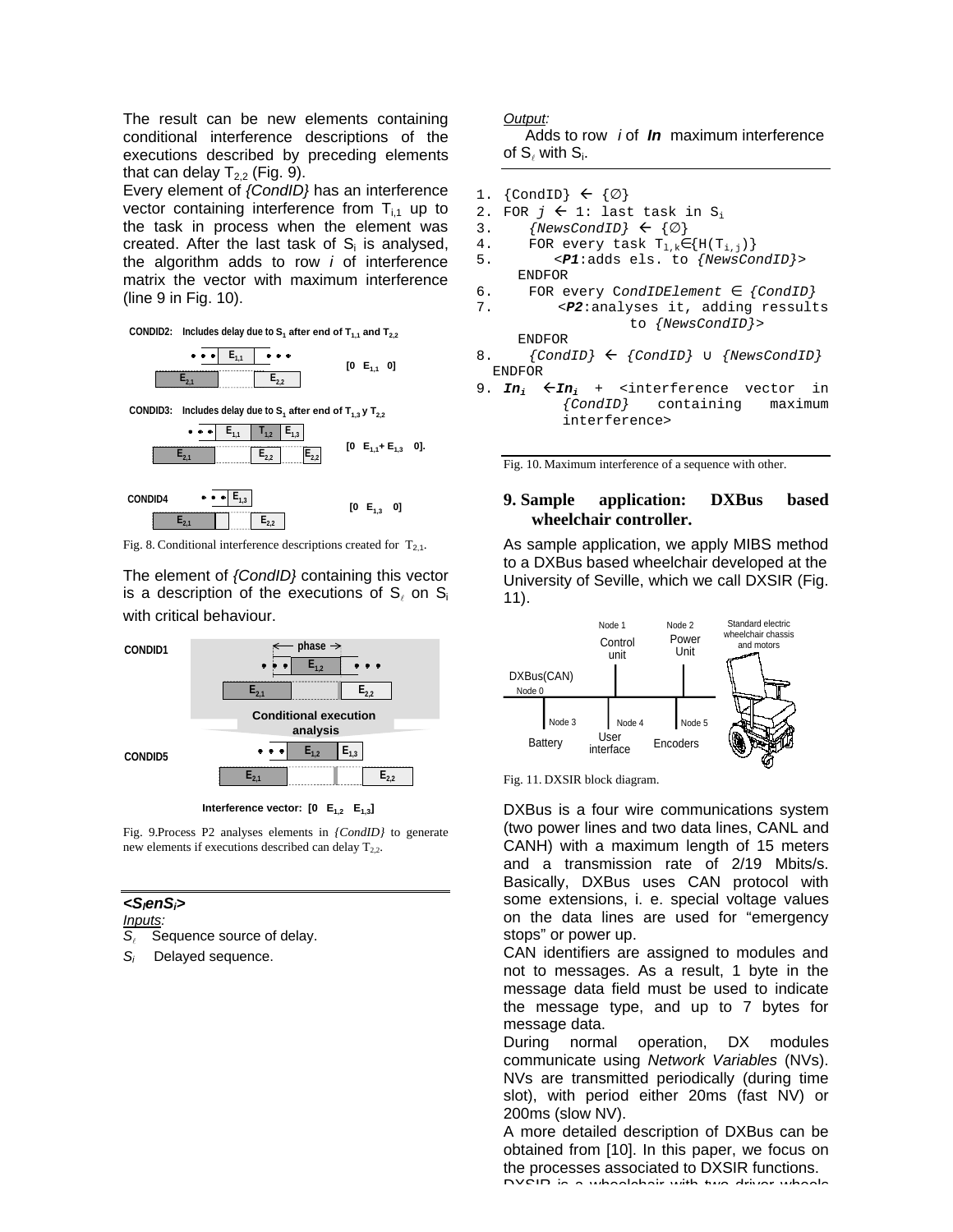The result can be new elements containing conditional interference descriptions of the executions described by preceding elements that can delay $T_{2,2}$ (Fig. 9).

Every element of *{CondID}* has an interference vector containing interference from $T_{i,1}$ up to the task in process when the element was created. After the last task of $S_i$ is analysed, the algorithm adds to row *i* of interference matrix the vector with maximum interference (line 9 in Fig. 10).

CONDID2: Includes delay due to $S_1$ after end of $T_{1,1}$ and $T_{2,2}$ — [0 $E_{1,1}$ 0]

CONDID3: Includes delay due to $S_1$ after end of $T_{1,3}$ y $T_{2,2}$ — [0 $E_{1,1}+E_{1,3}$ 0].

CONDID4 — [0 $E_{1,3}$ 0]

Fig. 8. Conditional interference descriptions created for $T_{2,1}$.

The element of *{CondID}* containing this vector is a description of the executions of $S_\ell$ on $S_i$ with critical behaviour.

CONDID1 — phase — Conditional execution analysis — CONDID5

Interference vector: [0 $E_{1,2}$ $E_{1,3}$]

Fig. 9.Process P2 analyses elements in *{CondID}* to generate new elements if executions described can delay $T_{2,2}$.

***<S$_\ell$enS$_i$>***

*Inputs:*

$S_\ell$ Sequence source of delay.

$S_i$ Delayed sequence.

*Output:*

Adds to row *i* of ***In*** maximum interference of $S_\ell$ with $S_i$.

```
1. {CondID} ← {∅}
2. FOR j ← 1: last task in Si
3.    {NewsCondID} ← {∅}
4.    FOR every task Tl,k∈{H(Ti,j)}
5.       <P1:adds els. to {NewsCondID}>
     ENDFOR
6.    FOR every CondIDElement ∈ {CondID}
7.        <P2:analyses it, adding ressults
                to {NewsCondID}>
     ENDFOR
8.    {CondID} ← {CondID} ∪ {NewsCondID}
  ENDFOR
9. Ini ←Ini + <interference vector in
        {CondID}  containing  maximum
        interference>
```

Fig. 10. Maximum interference of a sequence with other.

## 9. Sample application: DXBus based wheelchair controller.

As sample application, we apply MIBS method to a DXBus based wheelchair developed at the University of Seville, which we call DXSIR (Fig. 11).

Node 1 Control unit — Node 2 Power Unit — Standard electric wheelchair chassis and motors — DXBus(CAN) Node 0 — Node 3 Battery — Node 4 User interface — Node 5 Encoders

Fig. 11. DXSIR block diagram.

DXBus is a four wire communications system (two power lines and two data lines, CANL and CANH) with a maximum length of 15 meters and a transmission rate of 2/19 Mbits/s. Basically, DXBus uses CAN protocol with some extensions, i. e. special voltage values on the data lines are used for "emergency stops" or power up.

CAN identifiers are assigned to modules and not to messages. As a result, 1 byte in the message data field must be used to indicate the message type, and up to 7 bytes for message data.

During normal operation, DX modules communicate using *Network Variables* (NVs). NVs are transmitted periodically (during time slot), with period either 20ms (fast NV) or 200ms (slow NV).

A more detailed description of DXBus can be obtained from [10]. In this paper, we focus on the processes associated to DXSIR functions.

DXSIR is a wheelchair with two driver wheels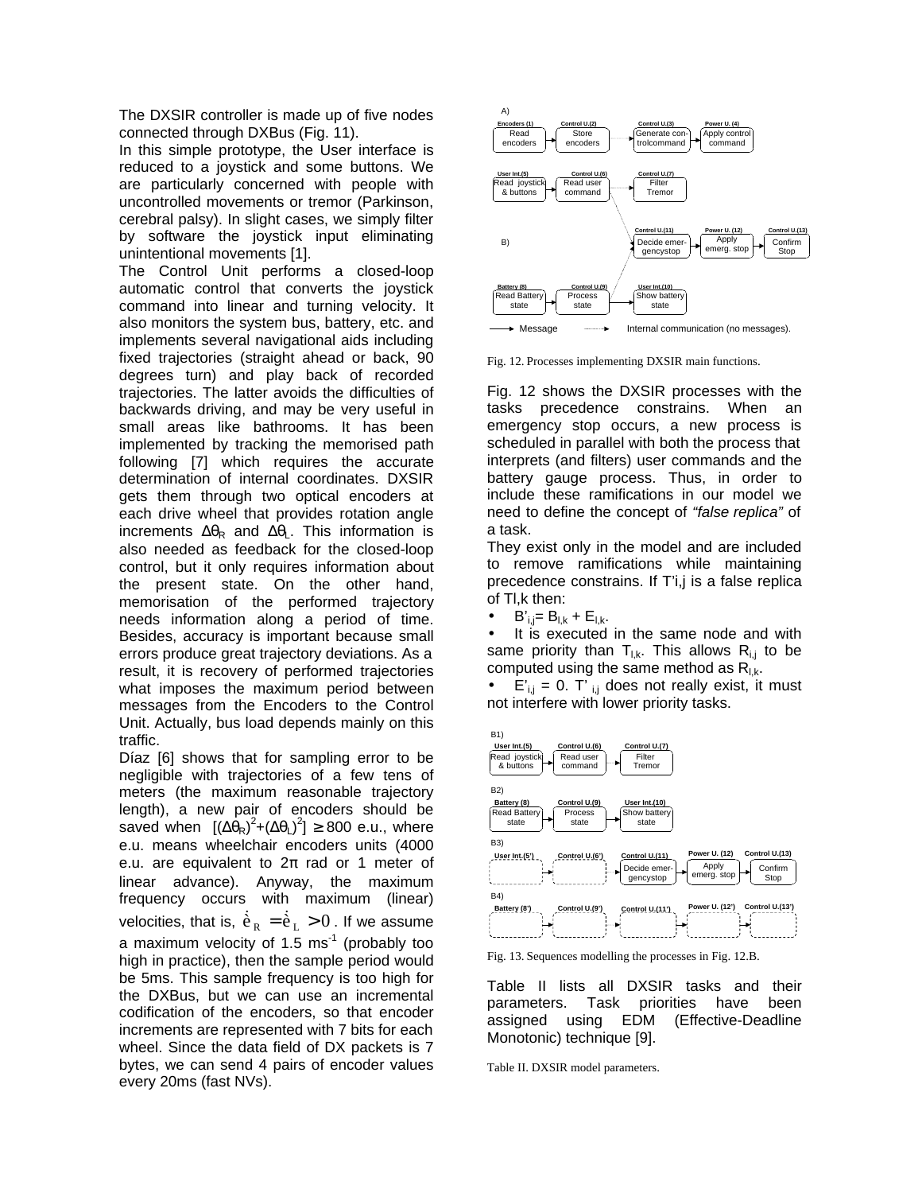The DXSIR controller is made up of five nodes connected through DXBus (Fig. 11).

In this simple prototype, the User interface is reduced to a joystick and some buttons. We are particularly concerned with people with uncontrolled movements or tremor (Parkinson, cerebral palsy). In slight cases, we simply filter by software the joystick input eliminating unintentional movements [1].

The Control Unit performs a closed-loop automatic control that converts the joystick command into linear and turning velocity. It also monitors the system bus, battery, etc. and implements several navigational aids including fixed trajectories (straight ahead or back, 90 degrees turn) and play back of recorded trajectories. The latter avoids the difficulties of backwards driving, and may be very useful in small areas like bathrooms. It has been implemented by tracking the memorised path following [7] which requires the accurate determination of internal coordinates. DXSIR gets them through two optical encoders at each drive wheel that provides rotation angle increments $\Delta\theta_R$ and $\Delta\theta_L$. This information is also needed as feedback for the closed-loop control, but it only requires information about the present state. On the other hand, memorisation of the performed trajectory needs information along a period of time. Besides, accuracy is important because small errors produce great trajectory deviations. As a result, it is recovery of performed trajectories what imposes the maximum period between messages from the Encoders to the Control Unit. Actually, bus load depends mainly on this traffic.

Díaz [6] shows that for sampling error to be negligible with trajectories of a few tens of meters (the maximum reasonable trajectory length), a new pair of encoders should be saved when $[(\Delta\theta_R)^2+(\Delta\theta_L)^2] \geq 800$ e.u., where e.u. means wheelchair encoders units (4000 e.u. are equivalent to $2\pi$ rad or 1 meter of linear advance). Anyway, the maximum frequency occurs with maximum (linear) velocities, that is, $\dot{\theta}_R = \dot{\theta}_L > 0$. If we assume a maximum velocity of 1.5 $ms^{-1}$ (probably too high in practice), then the sample period would be 5ms. This sample frequency is too high for the DXBus, but we can use an incremental codification of the encoders, so that encoder increments are represented with 7 bits for each wheel. Since the data field of DX packets is 7 bytes, we can send 4 pairs of encoder values every 20ms (fast NVs).

Fig. 12. Processes implementing DXSIR main functions.

Fig. 12 shows the DXSIR processes with the tasks precedence constrains. When an emergency stop occurs, a new process is scheduled in parallel with both the process that interprets (and filters) user commands and the battery gauge process. Thus, in order to include these ramifications in our model we need to define the concept of *"false replica"* of a task.

They exist only in the model and are included to remove ramifications while maintaining precedence constrains. If T'i,j is a false replica of Tl,k then:

- $B'_{i,j} = B_{l,k} + E_{l,k}$.
- It is executed in the same node and with same priority than $T_{l,k}$. This allows $R_{i,j}$ to be computed using the same method as $R_{l,k}$.
- $E'_{i,j} = 0$. $T'_{i,j}$ does not really exist, it must not interfere with lower priority tasks.

Fig. 13. Sequences modelling the processes in Fig. 12.B.

Table II lists all DXSIR tasks and their parameters. Task priorities have been assigned using EDM (Effective-Deadline Monotonic) technique [9].

Table II. DXSIR model parameters.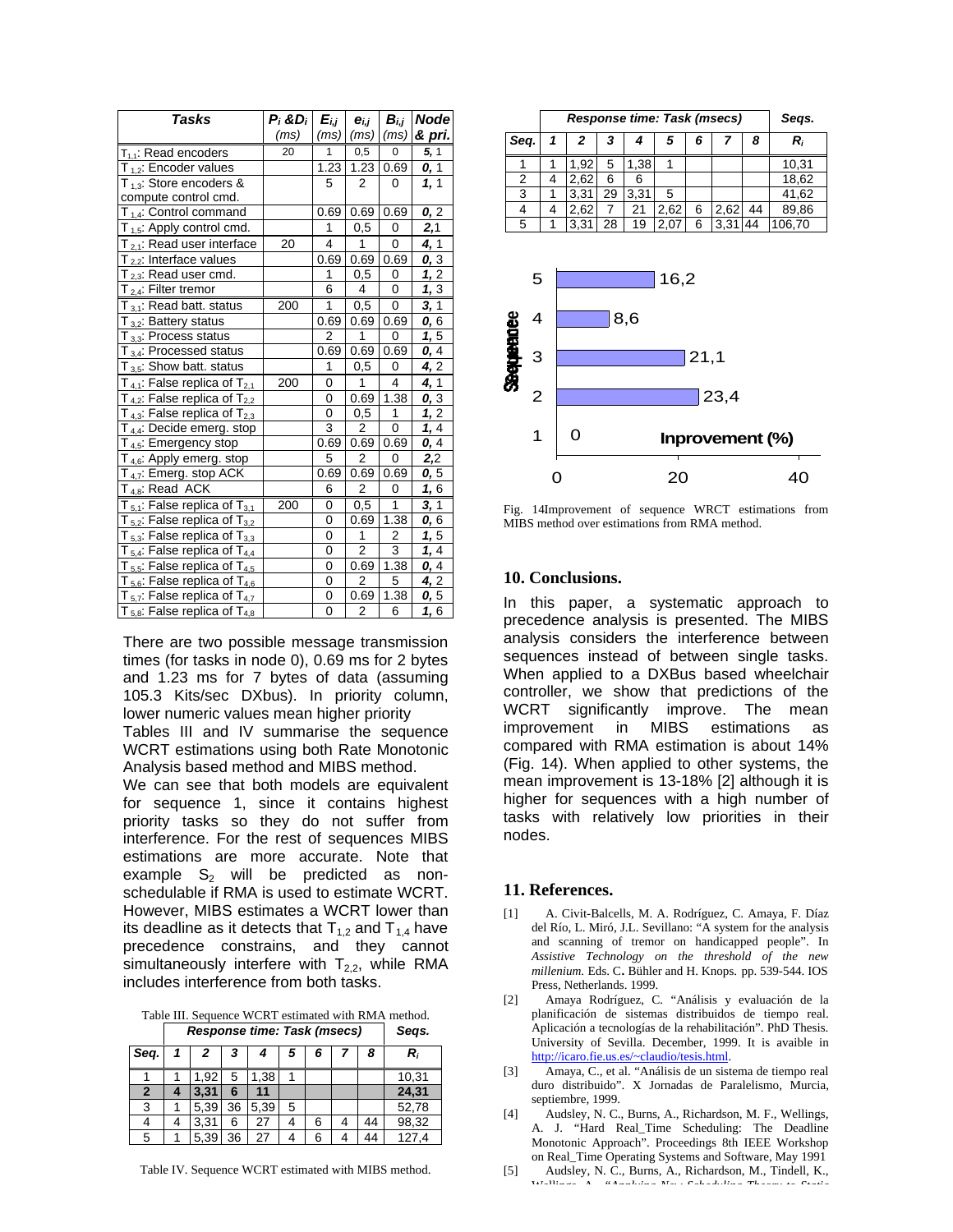| Tasks | $P_i$ & $D_i$ (ms) | $E_{i,j}$ (ms) | $e_{i,j}$ (ms) | $B_{i,j}$ (ms) | Node & pri. |
|---|---|---|---|---|---|
| $T_{1,1}$: Read encoders | 20 | 1 | 0,5 | 0 | ***5,*** 1 |
| $T_{1,2}$: Encoder values | | 1.23 | 1.23 | 0.69 | ***0,*** 1 |
| $T_{1,3}$: Store encoders & compute control cmd. | | 5 | 2 | 0 | ***1,*** 1 |
| $T_{1,4}$: Control command | | 0.69 | 0.69 | 0.69 | ***0,*** 2 |
| $T_{1,5}$: Apply control cmd. | | 1 | 0,5 | 0 | ***2,***1 |
| $T_{2,1}$: Read user interface | 20 | 4 | 1 | 0 | ***4,*** 1 |
| $T_{2,2}$: Interface values | | 0.69 | 0.69 | 0.69 | ***0,*** 3 |
| $T_{2,3}$: Read user cmd. | | 1 | 0,5 | 0 | ***1,*** 2 |
| $T_{2,4}$: Filter tremor | | 6 | 4 | 0 | ***1,*** 3 |
| $T_{3,1}$: Read batt. status | 200 | 1 | 0,5 | 0 | ***3,*** 1 |
| $T_{3,2}$: Battery status | | 0.69 | 0.69 | 0.69 | ***0,*** 6 |
| $T_{3,3}$: Process status | | 2 | 1 | 0 | ***1,*** 5 |
| $T_{3,4}$: Processed status | | 0.69 | 0.69 | 0.69 | ***0,*** 4 |
| $T_{3,5}$: Show batt. status | | 1 | 0,5 | 0 | ***4,*** 2 |
| $T_{4,1}$: False replica of $T_{2,1}$ | 200 | 0 | 1 | 4 | ***4,*** 1 |
| $T_{4,2}$: False replica of $T_{2,2}$ | | 0 | 0.69 | 1.38 | ***0,*** 3 |
| $T_{4,3}$: False replica of $T_{2,3}$ | | 0 | 0,5 | 1 | ***1,*** 2 |
| $T_{4,4}$: Decide emerg. stop | | 3 | 2 | 0 | ***1,*** 4 |
| $T_{4,5}$: Emergency stop | | 0.69 | 0.69 | 0.69 | ***0,*** 4 |
| $T_{4,6}$: Apply emerg. stop | | 5 | 2 | 0 | ***2,***2 |
| $T_{4,7}$: Emerg. stop ACK | | 0.69 | 0.69 | 0.69 | ***0,*** 5 |
| $T_{4,8}$: Read ACK | | 6 | 2 | 0 | ***1,*** 6 |
| $T_{5,1}$: False replica of $T_{3,1}$ | 200 | 0 | 0,5 | 1 | ***3,*** 1 |
| $T_{5,2}$: False replica of $T_{3,2}$ | | 0 | 0.69 | 1.38 | ***0,*** 6 |
| $T_{5,3}$: False replica of $T_{3,3}$ | | 0 | 1 | 2 | ***1,*** 5 |
| $T_{5,4}$: False replica of $T_{4,4}$ | | 0 | 2 | 3 | ***1,*** 4 |
| $T_{5,5}$: False replica of $T_{4,5}$ | | 0 | 0.69 | 1.38 | ***0,*** 4 |
| $T_{5,6}$: False replica of $T_{4,6}$ | | 0 | 2 | 5 | ***4,*** 2 |
| $T_{5,7}$: False replica of $T_{4,7}$ | | 0 | 0.69 | 1.38 | ***0,*** 5 |
| $T_{5,8}$: False replica of $T_{4,8}$ | | 0 | 2 | 6 | ***1,*** 6 |

There are two possible message transmission times (for tasks in node 0), 0.69 ms for 2 bytes and 1.23 ms for 7 bytes of data (assuming 105.3 Kits/sec DXbus). In priority column, lower numeric values mean higher priority

Tables III and IV summarise the sequence WCRT estimations using both Rate Monotonic Analysis based method and MIBS method.

We can see that both models are equivalent for sequence 1, since it contains highest priority tasks so they do not suffer from interference. For the rest of sequences MIBS estimations are more accurate. Note that example $S_2$ will be predicted as non-schedulable if RMA is used to estimate WCRT. However, MIBS estimates a WCRT lower than its deadline as it detects that $T_{1,2}$ and $T_{1,4}$ have precedence constrains, and they cannot simultaneously interfere with $T_{2,2}$, while RMA includes interference from both tasks.

Table III. Sequence WCRT estimated with RMA method.

| | Response time: Task (msecs) | | | | | | | | Seqs. |
|---|---|---|---|---|---|---|---|---|---|
| **Seq.** | **1** | **2** | **3** | **4** | **5** | **6** | **7** | **8** | $R_i$ |
| 1 | 1 | 1,92 | 5 | 1,38 | 1 | | | | 10,31 |
| **2** | **4** | **3,31** | **6** | **11** | | | | | **24,31** |
| 3 | 1 | 5,39 | 36 | 5,39 | 5 | | | | 52,78 |
| 4 | 4 | 3,31 | 6 | 27 | 4 | 6 | 4 | 44 | 98,32 |
| 5 | 1 | 5,39 | 36 | 27 | 4 | 6 | 4 | 44 | 127,4 |

Table IV. Sequence WCRT estimated with MIBS method.

| | Response time: Task (msecs) | | | | | | | | Seqs. |
|---|---|---|---|---|---|---|---|---|---|
| **Seq.** | **1** | **2** | **3** | **4** | **5** | **6** | **7** | **8** | $R_i$ |
| 1 | 1 | 1,92 | 5 | 1,38 | 1 | | | | 10,31 |
| 2 | 4 | 2,62 | 6 | 6 | | | | | 18,62 |
| 3 | 1 | 3,31 | 29 | 3,31 | 5 | | | | 41,62 |
| 4 | 4 | 2,62 | 7 | 21 | 2,62 | 6 | 2,62 | 44 | 89,86 |
| 5 | 1 | 3,31 | 28 | 19 | 2,07 | 6 | 3,31 | 44 | 106,70 |

Fig. 14Improvement of sequence WRCT estimations from MIBS method over estimations from RMA method.

## 10. Conclusions.

In this paper, a systematic approach to precedence analysis is presented. The MIBS analysis considers the interference between sequences instead of between single tasks. When applied to a DXBus based wheelchair controller, we show that predictions of the WCRT significantly improve. The mean improvement in MIBS estimations as compared with RMA estimation is about 14% (Fig. 14). When applied to other systems, the mean improvement is 13-18% [2] although it is higher for sequences with a high number of tasks with relatively low priorities in their nodes.

## 11. References.

[1] A. Civit-Balcells, M. A. Rodríguez, C. Amaya, F. Díaz del Río, L. Miró, J.L. Sevillano: "A system for the analysis and scanning of tremor on handicapped people". In *Assistive Technology on the threshold of the new millenium.* Eds. C**.** Bühler and H. Knops. pp. 539-544. IOS Press, Netherlands. 1999.

[2] Amaya Rodríguez, C. "Análisis y evaluación de la planificación de sistemas distribuidos de tiempo real. Aplicación a tecnologías de la rehabilitación". PhD Thesis. University of Sevilla. December, 1999. It is avaible in http://icaro.fie.us.es/~claudio/tesis.html.

[3] Amaya, C., et al. "Análisis de un sistema de tiempo real duro distribuido". X Jornadas de Paralelismo, Murcia, septiembre, 1999.

[4] Audsley, N. C., Burns, A., Richardson, M. F., Wellings, A. J. "Hard Real_Time Scheduling: The Deadline Monotonic Approach". Proceedings 8th IEEE Workshop on Real_Time Operating Systems and Software, May 1991

[5] Audsley, N. C., Burns, A., Richardson, M., Tindell, K., Wellings, A. J. "Applying New Scheduling Theory to Static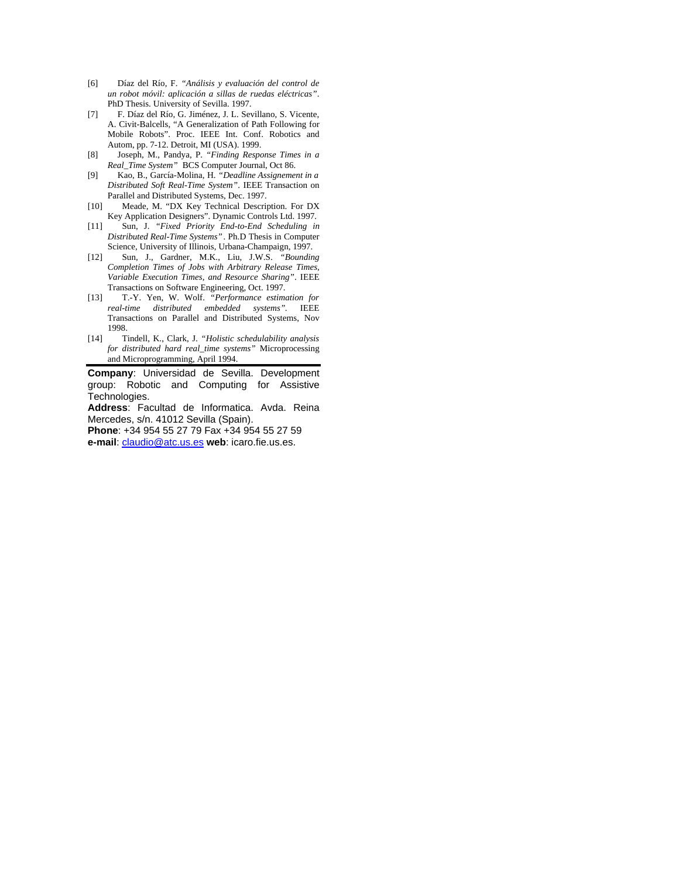[6] Díaz del Río, F. *"Análisis y evaluación del control de un robot móvil: aplicación a sillas de ruedas eléctricas"*. PhD Thesis. University of Sevilla. 1997.

[7] F. Díaz del Río, G. Jiménez, J. L. Sevillano, S. Vicente, A. Civit-Balcells, "A Generalization of Path Following for Mobile Robots". Proc. IEEE Int. Conf. Robotics and Autom, pp. 7-12. Detroit, MI (USA). 1999.

[8] Joseph, M., Pandya, P. *"Finding Response Times in a Real_Time System"* BCS Computer Journal, Oct 86.

[9] Kao, B., García-Molina, H. *"Deadline Assignement in a Distributed Soft Real-Time System"*. IEEE Transaction on Parallel and Distributed Systems, Dec. 1997.

[10] Meade, M. "DX Key Technical Description. For DX Key Application Designers". Dynamic Controls Ltd. 1997.

[11] Sun, J. *"Fixed Priority End-to-End Scheduling in Distributed Real-Time Systems"*. Ph.D Thesis in Computer Science, University of Illinois, Urbana-Champaign, 1997.

[12] Sun, J., Gardner, M.K., Liu, J.W.S. *"Bounding Completion Times of Jobs with Arbitrary Release Times, Variable Execution Times, and Resource Sharing"*. IEEE Transactions on Software Engineering, Oct. 1997.

[13] T.-Y. Yen, W. Wolf. *"Performance estimation for real-time distributed embedded systems"*. IEEE Transactions on Parallel and Distributed Systems, Nov 1998.

[14] Tindell, K., Clark, J. *"Holistic schedulability analysis for distributed hard real_time systems"* Microprocessing and Microprogramming, April 1994.

---

**Company**: Universidad de Sevilla. Development group: Robotic and Computing for Assistive Technologies.

**Address**: Facultad de Informatica. Avda. Reina Mercedes, s/n. 41012 Sevilla (Spain).

**Phone**: +34 954 55 27 79 Fax +34 954 55 27 59

**e-mail**: claudio@atc.us.es **web**: icaro.fie.us.es.